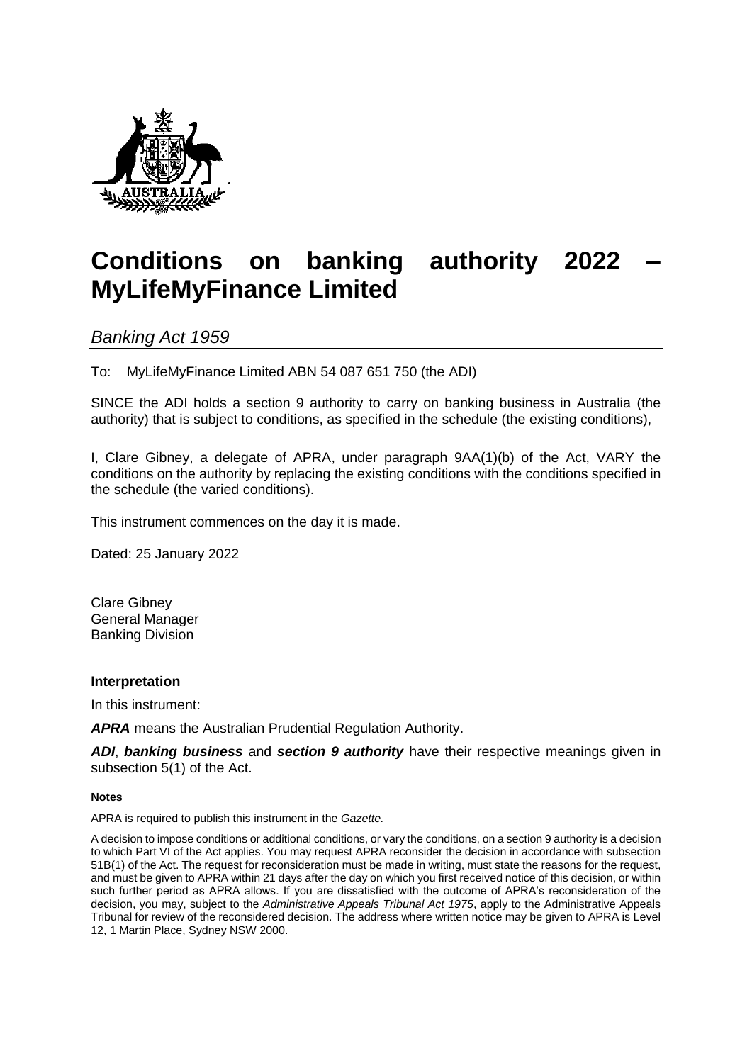# Conditions on banking authority 2022 – MyLifeMyFinance Limited

*Banking Act 1959*

To: MyLifeMyFinance Limited ABN 54 087 651 750 (the ADI)

SINCE the ADI holds a section 9 authority to carry on banking business in Australia (the authority) that is subject to conditions, as specified in the schedule (the existing conditions),

I, Clare Gibney, a delegate of APRA, under paragraph 9AA(1)(b) of the Act, VARY the conditions on the authority by replacing the existing conditions with the conditions specified in the schedule (the varied conditions).

This instrument commences on the day it is made.

Dated: 25 January 2022

Clare Gibney
General Manager
Banking Division

**Interpretation**

In this instrument:

***APRA*** means the Australian Prudential Regulation Authority.

***ADI***, ***banking business*** and ***section 9 authority*** have their respective meanings given in subsection 5(1) of the Act.

**Notes**

APRA is required to publish this instrument in the *Gazette.*

A decision to impose conditions or additional conditions, or vary the conditions, on a section 9 authority is a decision to which Part VI of the Act applies. You may request APRA reconsider the decision in accordance with subsection 51B(1) of the Act. The request for reconsideration must be made in writing, must state the reasons for the request, and must be given to APRA within 21 days after the day on which you first received notice of this decision, or within such further period as APRA allows. If you are dissatisfied with the outcome of APRA's reconsideration of the decision, you may, subject to the *Administrative Appeals Tribunal Act 1975*, apply to the Administrative Appeals Tribunal for review of the reconsidered decision. The address where written notice may be given to APRA is Level 12, 1 Martin Place, Sydney NSW 2000.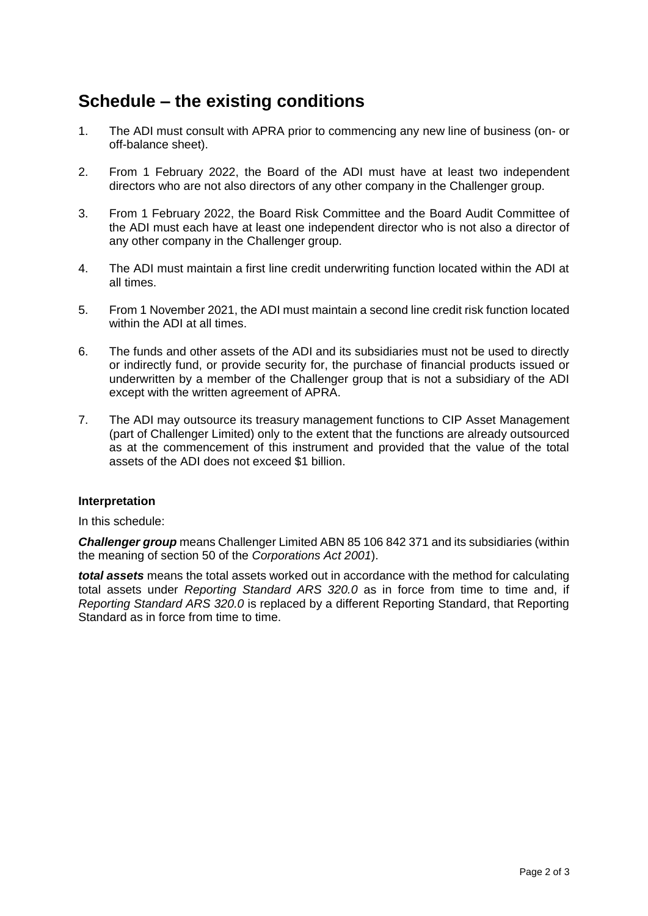# Schedule – the existing conditions

1. The ADI must consult with APRA prior to commencing any new line of business (on- or off-balance sheet).

2. From 1 February 2022, the Board of the ADI must have at least two independent directors who are not also directors of any other company in the Challenger group.

3. From 1 February 2022, the Board Risk Committee and the Board Audit Committee of the ADI must each have at least one independent director who is not also a director of any other company in the Challenger group.

4. The ADI must maintain a first line credit underwriting function located within the ADI at all times.

5. From 1 November 2021, the ADI must maintain a second line credit risk function located within the ADI at all times.

6. The funds and other assets of the ADI and its subsidiaries must not be used to directly or indirectly fund, or provide security for, the purchase of financial products issued or underwritten by a member of the Challenger group that is not a subsidiary of the ADI except with the written agreement of APRA.

7. The ADI may outsource its treasury management functions to CIP Asset Management (part of Challenger Limited) only to the extent that the functions are already outsourced as at the commencement of this instrument and provided that the value of the total assets of the ADI does not exceed $1 billion.

### Interpretation

In this schedule:

***Challenger group*** means Challenger Limited ABN 85 106 842 371 and its subsidiaries (within the meaning of section 50 of the *Corporations Act 2001*).

***total assets*** means the total assets worked out in accordance with the method for calculating total assets under *Reporting Standard ARS 320.0* as in force from time to time and, if *Reporting Standard ARS 320.0* is replaced by a different Reporting Standard, that Reporting Standard as in force from time to time.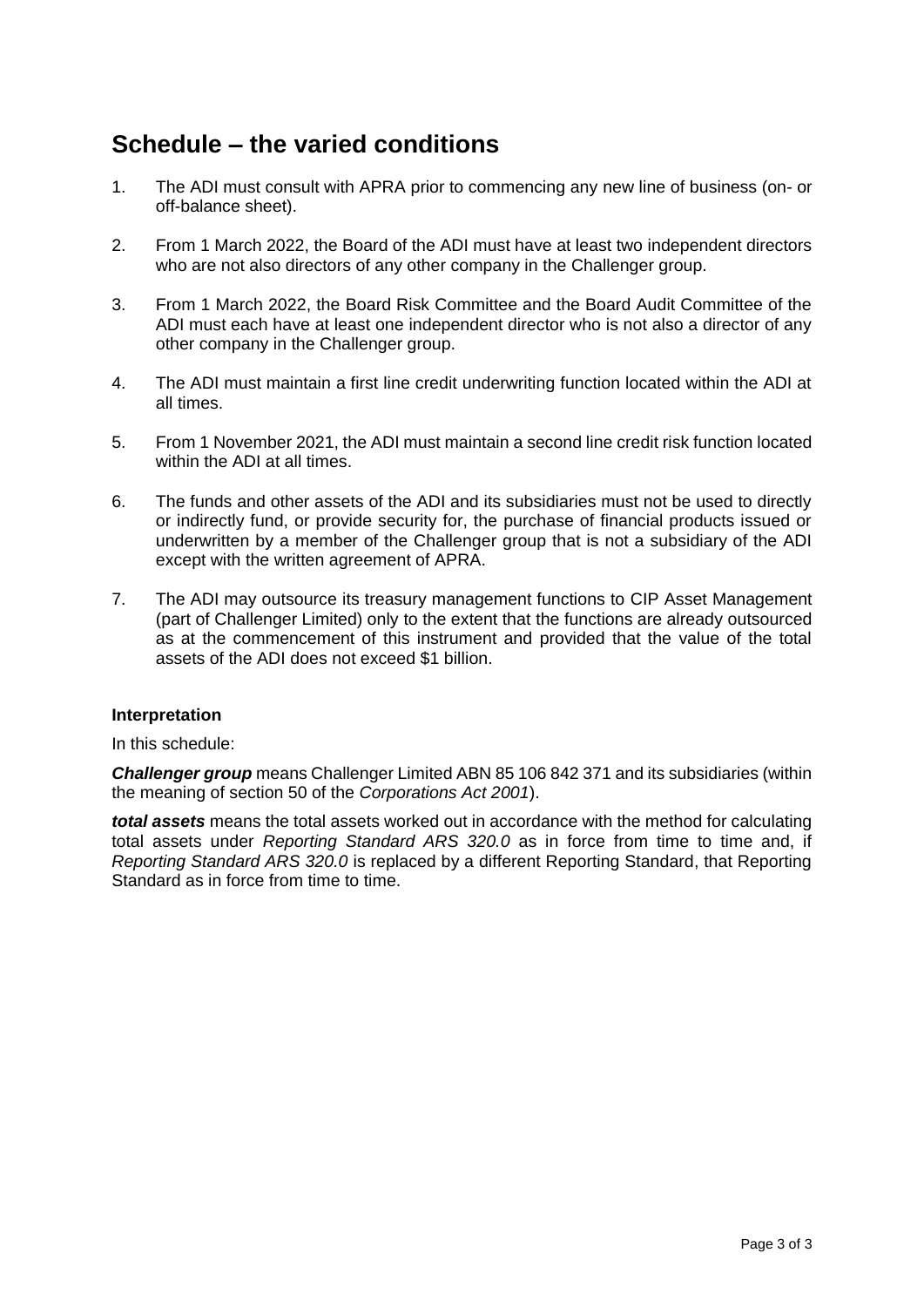# Schedule – the varied conditions

1. The ADI must consult with APRA prior to commencing any new line of business (on- or off-balance sheet).

2. From 1 March 2022, the Board of the ADI must have at least two independent directors who are not also directors of any other company in the Challenger group.

3. From 1 March 2022, the Board Risk Committee and the Board Audit Committee of the ADI must each have at least one independent director who is not also a director of any other company in the Challenger group.

4. The ADI must maintain a first line credit underwriting function located within the ADI at all times.

5. From 1 November 2021, the ADI must maintain a second line credit risk function located within the ADI at all times.

6. The funds and other assets of the ADI and its subsidiaries must not be used to directly or indirectly fund, or provide security for, the purchase of financial products issued or underwritten by a member of the Challenger group that is not a subsidiary of the ADI except with the written agreement of APRA.

7. The ADI may outsource its treasury management functions to CIP Asset Management (part of Challenger Limited) only to the extent that the functions are already outsourced as at the commencement of this instrument and provided that the value of the total assets of the ADI does not exceed $1 billion.

**Interpretation**

In this schedule:

***Challenger group*** means Challenger Limited ABN 85 106 842 371 and its subsidiaries (within the meaning of section 50 of the *Corporations Act 2001*).

***total assets*** means the total assets worked out in accordance with the method for calculating total assets under *Reporting Standard ARS 320.0* as in force from time to time and, if *Reporting Standard ARS 320.0* is replaced by a different Reporting Standard, that Reporting Standard as in force from time to time.